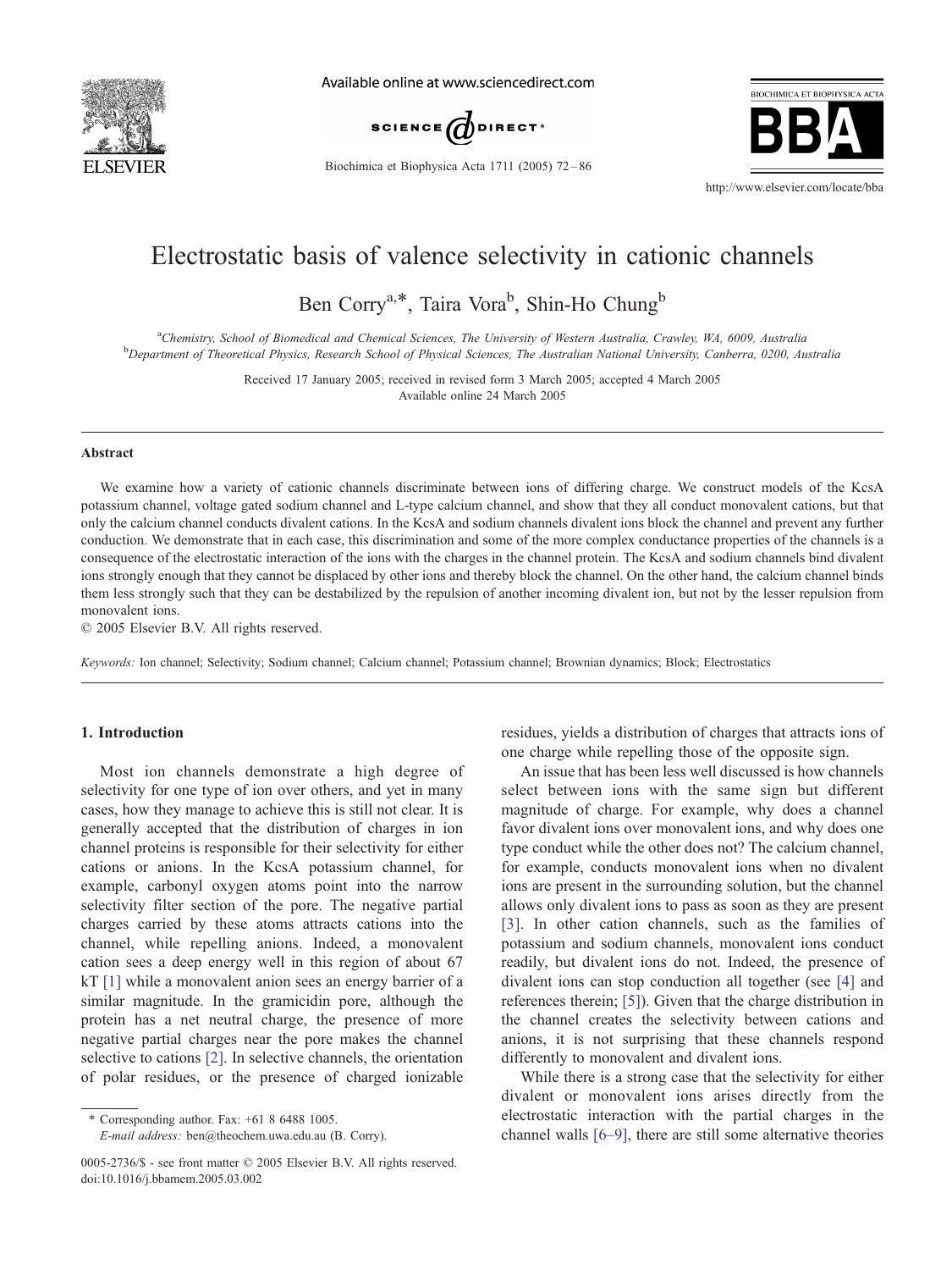# Electrostatic basis of valence selectivity in cationic channels

Ben Corry[a,*], Taira Vora[b], Shin-Ho Chung[b]

[a]Chemistry, School of Biomedical and Chemical Sciences, The University of Western Australia, Crawley, WA, 6009, Australia
[b]Department of Theoretical Physics, Research School of Physical Sciences, The Australian National University, Canberra, 0200, Australia

Received 17 January 2005; received in revised form 3 March 2005; accepted 4 March 2005
Available online 24 March 2005

## Abstract

We examine how a variety of cationic channels discriminate between ions of differing charge. We construct models of the KcsA potassium channel, voltage gated sodium channel and L-type calcium channel, and show that they all conduct monovalent cations, but that only the calcium channel conducts divalent cations. In the KcsA and sodium channels divalent ions block the channel and prevent any further conduction. We demonstrate that in each case, this discrimination and some of the more complex conductance properties of the channels is a consequence of the electrostatic interaction of the ions with the charges in the channel protein. The KcsA and sodium channels bind divalent ions strongly enough that they cannot be displaced by other ions and thereby block the channel. On the other hand, the calcium channel binds them less strongly such that they can be destabilized by the repulsion of another incoming divalent ion, but not by the lesser repulsion from monovalent ions.

© 2005 Elsevier B.V. All rights reserved.

*Keywords:* Ion channel; Selectivity; Sodium channel; Calcium channel; Potassium channel; Brownian dynamics; Block; Electrostatics

## 1. Introduction

Most ion channels demonstrate a high degree of selectivity for one type of ion over others, and yet in many cases, how they manage to achieve this is still not clear. It is generally accepted that the distribution of charges in ion channel proteins is responsible for their selectivity for either cations or anions. In the KcsA potassium channel, for example, carbonyl oxygen atoms point into the narrow selectivity filter section of the pore. The negative partial charges carried by these atoms attracts cations into the channel, while repelling anions. Indeed, a monovalent cation sees a deep energy well in this region of about 67 kT [1] while a monovalent anion sees an energy barrier of a similar magnitude. In the gramicidin pore, although the protein has a net neutral charge, the presence of more negative partial charges near the pore makes the channel selective to cations [2]. In selective channels, the orientation of polar residues, or the presence of charged ionizable residues, yields a distribution of charges that attracts ions of one charge while repelling those of the opposite sign.

An issue that has been less well discussed is how channels select between ions with the same sign but different magnitude of charge. For example, why does a channel favor divalent ions over monovalent ions, and why does one type conduct while the other does not? The calcium channel, for example, conducts monovalent ions when no divalent ions are present in the surrounding solution, but the channel allows only divalent ions to pass as soon as they are present [3]. In other cation channels, such as the families of potassium and sodium channels, monovalent ions conduct readily, but divalent ions do not. Indeed, the presence of divalent ions can stop conduction all together (see [4] and references therein; [5]). Given that the charge distribution in the channel creates the selectivity between cations and anions, it is not surprising that these channels respond differently to monovalent and divalent ions.

While there is a strong case that the selectivity for either divalent or monovalent ions arises directly from the electrostatic interaction with the partial charges in the channel walls [6–9], there are still some alternative theories

* Corresponding author. Fax: +61 8 6488 1005.
*E-mail address:* ben@theochem.uwa.edu.au (B. Corry).

0005-2736/$ - see front matter © 2005 Elsevier B.V. All rights reserved.
doi:10.1016/j.bbamem.2005.03.002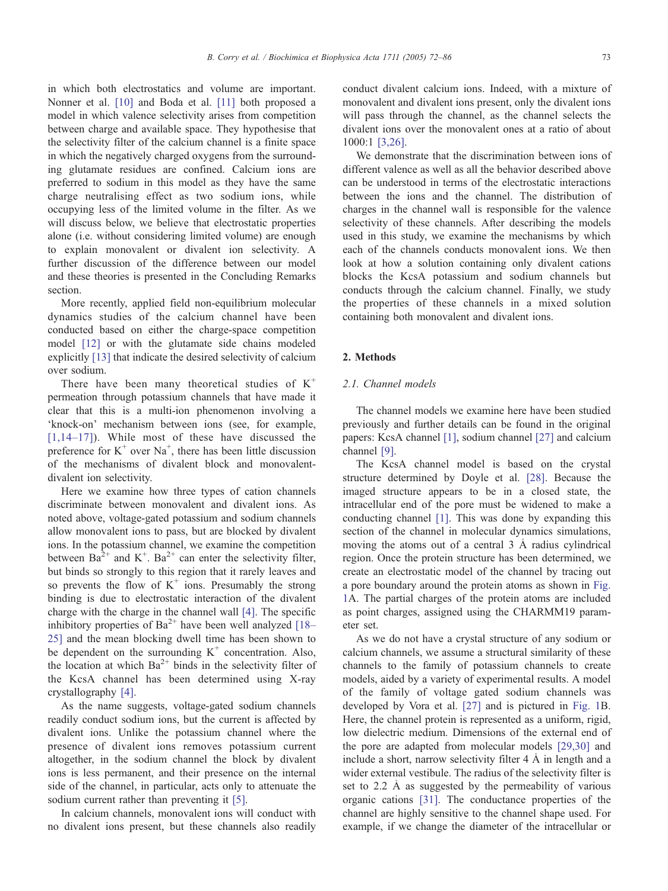in which both electrostatics and volume are important. Nonner et al. [10] and Boda et al. [11] both proposed a model in which valence selectivity arises from competition between charge and available space. They hypothesise that the selectivity filter of the calcium channel is a finite space in which the negatively charged oxygens from the surrounding glutamate residues are confined. Calcium ions are preferred to sodium in this model as they have the same charge neutralising effect as two sodium ions, while occupying less of the limited volume in the filter. As we will discuss below, we believe that electrostatic properties alone (i.e. without considering limited volume) are enough to explain monovalent or divalent ion selectivity. A further discussion of the difference between our model and these theories is presented in the Concluding Remarks section.

More recently, applied field non-equilibrium molecular dynamics studies of the calcium channel have been conducted based on either the charge-space competition model [12] or with the glutamate side chains modeled explicitly [13] that indicate the desired selectivity of calcium over sodium.

There have been many theoretical studies of $K^+$ permeation through potassium channels that have made it clear that this is a multi-ion phenomenon involving a 'knock-on' mechanism between ions (see, for example, [1,14–17]). While most of these have discussed the preference for $K^+$ over $Na^+$, there has been little discussion of the mechanisms of divalent block and monovalent-divalent ion selectivity.

Here we examine how three types of cation channels discriminate between monovalent and divalent ions. As noted above, voltage-gated potassium and sodium channels allow monovalent ions to pass, but are blocked by divalent ions. In the potassium channel, we examine the competition between $Ba^{2+}$ and $K^+$. $Ba^{2+}$ can enter the selectivity filter, but binds so strongly to this region that it rarely leaves and so prevents the flow of $K^+$ ions. Presumably the strong binding is due to electrostatic interaction of the divalent charge with the charge in the channel wall [4]. The specific inhibitory properties of $Ba^{2+}$ have been well analyzed [18–25] and the mean blocking dwell time has been shown to be dependent on the surrounding $K^+$ concentration. Also, the location at which $Ba^{2+}$ binds in the selectivity filter of the KcsA channel has been determined using X-ray crystallography [4].

As the name suggests, voltage-gated sodium channels readily conduct sodium ions, but the current is affected by divalent ions. Unlike the potassium channel where the presence of divalent ions removes potassium current altogether, in the sodium channel the block by divalent ions is less permanent, and their presence on the internal side of the channel, in particular, acts only to attenuate the sodium current rather than preventing it [5].

In calcium channels, monovalent ions will conduct with no divalent ions present, but these channels also readily conduct divalent calcium ions. Indeed, with a mixture of monovalent and divalent ions present, only the divalent ions will pass through the channel, as the channel selects the divalent ions over the monovalent ones at a ratio of about 1000:1 [3,26].

We demonstrate that the discrimination between ions of different valence as well as all the behavior described above can be understood in terms of the electrostatic interactions between the ions and the channel. The distribution of charges in the channel wall is responsible for the valence selectivity of these channels. After describing the models used in this study, we examine the mechanisms by which each of the channels conducts monovalent ions. We then look at how a solution containing only divalent cations blocks the KcsA potassium and sodium channels but conducts through the calcium channel. Finally, we study the properties of these channels in a mixed solution containing both monovalent and divalent ions.

## 2. Methods

### 2.1. Channel models

The channel models we examine here have been studied previously and further details can be found in the original papers: KcsA channel [1], sodium channel [27] and calcium channel [9].

The KcsA channel model is based on the crystal structure determined by Doyle et al. [28]. Because the imaged structure appears to be in a closed state, the intracellular end of the pore must be widened to make a conducting channel [1]. This was done by expanding this section of the channel in molecular dynamics simulations, moving the atoms out of a central 3 Å radius cylindrical region. Once the protein structure has been determined, we create an electrostatic model of the channel by tracing out a pore boundary around the protein atoms as shown in Fig. 1A. The partial charges of the protein atoms are included as point charges, assigned using the CHARMM19 parameter set.

As we do not have a crystal structure of any sodium or calcium channels, we assume a structural similarity of these channels to the family of potassium channels to create models, aided by a variety of experimental results. A model of the family of voltage gated sodium channels was developed by Vora et al. [27] and is pictured in Fig. 1B. Here, the channel protein is represented as a uniform, rigid, low dielectric medium. Dimensions of the external end of the pore are adapted from molecular models [29,30] and include a short, narrow selectivity filter 4 Å in length and a wider external vestibule. The radius of the selectivity filter is set to 2.2 Å as suggested by the permeability of various organic cations [31]. The conductance properties of the channel are highly sensitive to the channel shape used. For example, if we change the diameter of the intracellular or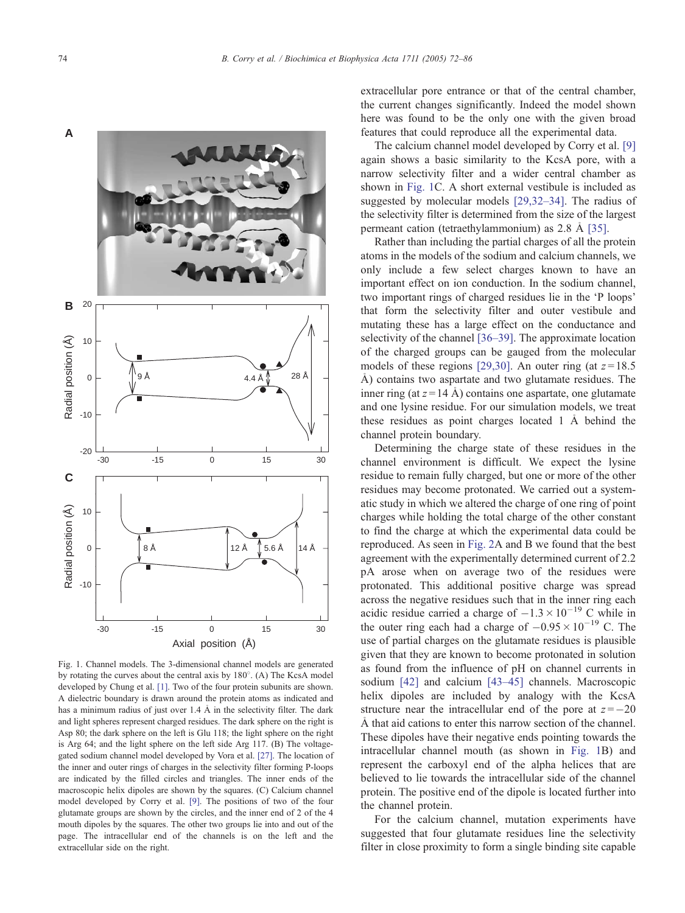Fig. 1. Channel models. The 3-dimensional channel models are generated by rotating the curves about the central axis by 180°. (A) The KcsA model developed by Chung et al. [1]. Two of the four protein subunits are shown. A dielectric boundary is drawn around the protein atoms as indicated and has a minimum radius of just over 1.4 Å in the selectivity filter. The dark and light spheres represent charged residues. The dark sphere on the right is Asp 80; the dark sphere on the left is Glu 118; the light sphere on the right is Arg 64; and the light sphere on the left side Arg 117. (B) The voltage-gated sodium channel model developed by Vora et al. [27]. The location of the inner and outer rings of charges in the selectivity filter forming P-loops are indicated by the filled circles and triangles. The inner ends of the macroscopic helix dipoles are shown by the squares. (C) Calcium channel model developed by Corry et al. [9]. The positions of two of the four glutamate groups are shown by the circles, and the inner end of 2 of the 4 mouth dipoles by the squares. The other two groups lie into and out of the page. The intracellular end of the channels is on the left and the extracellular side on the right.

extracellular pore entrance or that of the central chamber, the current changes significantly. Indeed the model shown here was found to be the only one with the given broad features that could reproduce all the experimental data.

The calcium channel model developed by Corry et al. [9] again shows a basic similarity to the KcsA pore, with a narrow selectivity filter and a wider central chamber as shown in Fig. 1C. A short external vestibule is included as suggested by molecular models [29,32–34]. The radius of the selectivity filter is determined from the size of the largest permeant cation (tetraethylammonium) as 2.8 Å [35].

Rather than including the partial charges of all the protein atoms in the models of the sodium and calcium channels, we only include a few select charges known to have an important effect on ion conduction. In the sodium channel, two important rings of charged residues lie in the 'P loops' that form the selectivity filter and outer vestibule and mutating these has a large effect on the conductance and selectivity of the channel [36–39]. The approximate location of the charged groups can be gauged from the molecular models of these regions [29,30]. An outer ring (at $z = 18.5$ Å) contains two aspartate and two glutamate residues. The inner ring (at $z = 14$ Å) contains one aspartate, one glutamate and one lysine residue. For our simulation models, we treat these residues as point charges located 1 Å behind the channel protein boundary.

Determining the charge state of these residues in the channel environment is difficult. We expect the lysine residue to remain fully charged, but one or more of the other residues may become protonated. We carried out a systematic study in which we altered the charge of one ring of point charges while holding the total charge of the other constant to find the charge at which the experimental data could be reproduced. As seen in Fig. 2A and B we found that the best agreement with the experimentally determined current of 2.2 pA arose when on average two of the residues were protonated. This additional positive charge was spread across the negative residues such that in the inner ring each acidic residue carried a charge of $-1.3 \times 10^{-19}$ C while in the outer ring each had a charge of $-0.95 \times 10^{-19}$ C. The use of partial charges on the glutamate residues is plausible given that they are known to become protonated in solution as found from the influence of pH on channel currents in sodium [42] and calcium [43–45] channels. Macroscopic helix dipoles are included by analogy with the KcsA structure near the intracellular end of the pore at $z = -20$ Å that aid cations to enter this narrow section of the channel. These dipoles have their negative ends pointing towards the intracellular channel mouth (as shown in Fig. 1B) and represent the carboxyl end of the alpha helices that are believed to lie towards the intracellular side of the channel protein. The positive end of the dipole is located further into the channel protein.

For the calcium channel, mutation experiments have suggested that four glutamate residues line the selectivity filter in close proximity to form a single binding site capable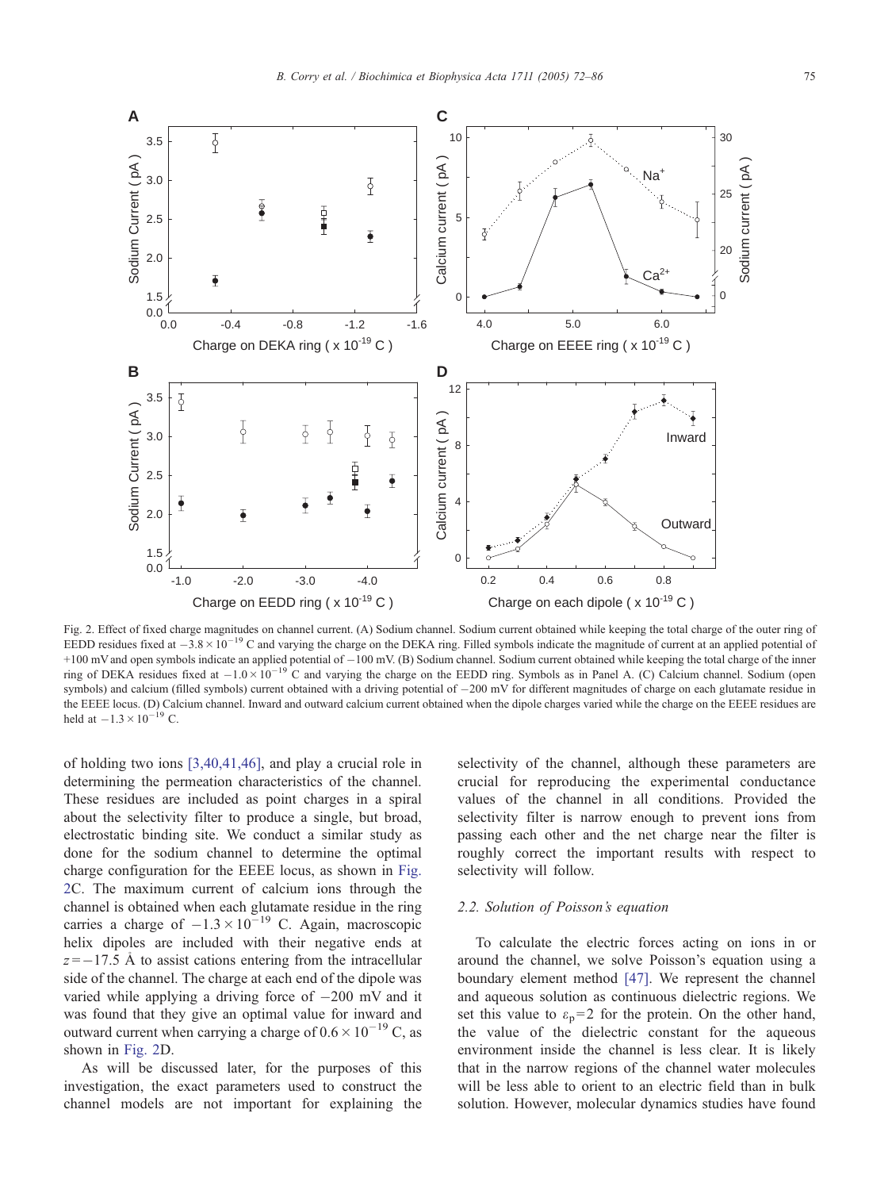Fig. 2. Effect of fixed charge magnitudes on channel current. (A) Sodium channel. Sodium current obtained while keeping the total charge of the outer ring of EEDD residues fixed at $-3.8 \times 10^{-19}$ C and varying the charge on the DEKA ring. Filled symbols indicate the magnitude of current at an applied potential of +100 mV and open symbols indicate an applied potential of −100 mV. (B) Sodium channel. Sodium current obtained while keeping the total charge of the inner ring of DEKA residues fixed at $-1.0 \times 10^{-19}$ C and varying the charge on the EEDD ring. Symbols as in Panel A. (C) Calcium channel. Sodium (open symbols) and calcium (filled symbols) current obtained with a driving potential of −200 mV for different magnitudes of charge on each glutamate residue in the EEEE locus. (D) Calcium channel. Inward and outward calcium current obtained when the dipole charges varied while the charge on the EEEE residues are held at $-1.3 \times 10^{-19}$ C.

of holding two ions [3,40,41,46], and play a crucial role in determining the permeation characteristics of the channel. These residues are included as point charges in a spiral about the selectivity filter to produce a single, but broad, electrostatic binding site. We conduct a similar study as done for the sodium channel to determine the optimal charge configuration for the EEEE locus, as shown in Fig. 2C. The maximum current of calcium ions through the channel is obtained when each glutamate residue in the ring carries a charge of $-1.3 \times 10^{-19}$ C. Again, macroscopic helix dipoles are included with their negative ends at $z = -17.5$ Å to assist cations entering from the intracellular side of the channel. The charge at each end of the dipole was varied while applying a driving force of −200 mV and it was found that they give an optimal value for inward and outward current when carrying a charge of $0.6 \times 10^{-19}$ C, as shown in Fig. 2D.

As will be discussed later, for the purposes of this investigation, the exact parameters used to construct the channel models are not important for explaining the selectivity of the channel, although these parameters are crucial for reproducing the experimental conductance values of the channel in all conditions. Provided the selectivity filter is narrow enough to prevent ions from passing each other and the net charge near the filter is roughly correct the important results with respect to selectivity will follow.

### 2.2. Solution of Poisson's equation

To calculate the electric forces acting on ions in or around the channel, we solve Poisson's equation using a boundary element method [47]. We represent the channel and aqueous solution as continuous dielectric regions. We set this value to $\varepsilon_p = 2$ for the protein. On the other hand, the value of the dielectric constant for the aqueous environment inside the channel is less clear. It is likely that in the narrow regions of the channel water molecules will be less able to orient to an electric field than in bulk solution. However, molecular dynamics studies have found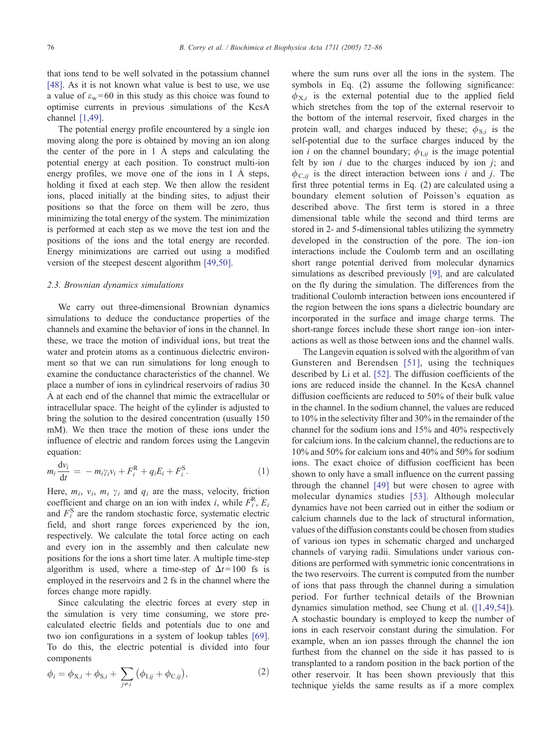that ions tend to be well solvated in the potassium channel [48]. As it is not known what value is best to use, we use a value of $\varepsilon_w = 60$ in this study as this choice was found to optimise currents in previous simulations of the KcsA channel [1,49].

The potential energy profile encountered by a single ion moving along the pore is obtained by moving an ion along the center of the pore in 1 Å steps and calculating the potential energy at each position. To construct multi-ion energy profiles, we move one of the ions in 1 Å steps, holding it fixed at each step. We then allow the resident ions, placed initially at the binding sites, to adjust their positions so that the force on them will be zero, thus minimizing the total energy of the system. The minimization is performed at each step as we move the test ion and the positions of the ions and the total energy are recorded. Energy minimizations are carried out using a modified version of the steepest descent algorithm [49,50].

### 2.3. Brownian dynamics simulations

We carry out three-dimensional Brownian dynamics simulations to deduce the conductance properties of the channels and examine the behavior of ions in the channel. In these, we trace the motion of individual ions, but treat the water and protein atoms as a continuous dielectric environment so that we can run simulations for long enough to examine the conductance characteristics of the channel. We place a number of ions in cylindrical reservoirs of radius 30 Å at each end of the channel that mimic the extracellular or intracellular space. The height of the cylinder is adjusted to bring the solution to the desired concentration (usually 150 mM). We then trace the motion of these ions under the influence of electric and random forces using the Langevin equation:

$$m_i \frac{\mathrm{d}v_i}{\mathrm{d}t} = -m_i \gamma_i v_i + F_i^{\mathrm{R}} + q_i E_i + F_i^{\mathrm{S}}. \tag{1}$$

Here, $m_i$, $v_i$, $m_i\ \gamma_i$ and $q_i$ are the mass, velocity, friction coefficient and charge on an ion with index $i$, while $F_i^{\mathrm{R}}$, $E_i$ and $F_i^{\mathrm{S}}$ are the random stochastic force, systematic electric field, and short range forces experienced by the ion, respectively. We calculate the total force acting on each and every ion in the assembly and then calculate new positions for the ions a short time later. A multiple time-step algorithm is used, where a time-step of $\Delta t = 100$ fs is employed in the reservoirs and 2 fs in the channel where the forces change more rapidly.

Since calculating the electric forces at every step in the simulation is very time consuming, we store pre-calculated electric fields and potentials due to one and two ion configurations in a system of lookup tables [69]. To do this, the electric potential is divided into four components

$$\phi_i = \phi_{\mathrm{X},i} + \phi_{\mathrm{S},i} + \sum_{j \neq i} \left( \phi_{\mathrm{I},ij} + \phi_{\mathrm{C},ij} \right), \tag{2}$$

where the sum runs over all the ions in the system. The symbols in Eq. (2) assume the following significance: $\phi_{\mathrm{X},i}$ is the external potential due to the applied field which stretches from the top of the external reservoir to the bottom of the internal reservoir, fixed charges in the protein wall, and charges induced by these; $\phi_{\mathrm{S},i}$ is the self-potential due to the surface charges induced by the ion $i$ on the channel boundary; $\phi_{\mathrm{I},ij}$ is the image potential felt by ion $i$ due to the charges induced by ion $j$; and $\phi_{\mathrm{C},ij}$ is the direct interaction between ions $i$ and $j$. The first three potential terms in Eq. (2) are calculated using a boundary element solution of Poisson's equation as described above. The first term is stored in a three dimensional table while the second and third terms are stored in 2- and 5-dimensional tables utilizing the symmetry developed in the construction of the pore. The ion–ion interactions include the Coulomb term and an oscillating short range potential derived from molecular dynamics simulations as described previously [9], and are calculated on the fly during the simulation. The differences from the traditional Coulomb interaction between ions encountered if the region between the ions spans a dielectric boundary are incorporated in the surface and image charge terms. The short-range forces include these short range ion–ion interactions as well as those between ions and the channel walls.

The Langevin equation is solved with the algorithm of van Gunsteren and Berendsen [51], using the techniques described by Li et al. [52]. The diffusion coefficients of the ions are reduced inside the channel. In the KcsA channel diffusion coefficients are reduced to 50% of their bulk value in the channel. In the sodium channel, the values are reduced to 10% in the selectivity filter and 30% in the remainder of the channel for the sodium ions and 15% and 40% respectively for calcium ions. In the calcium channel, the reductions are to 10% and 50% for calcium ions and 40% and 50% for sodium ions. The exact choice of diffusion coefficient has been shown to only have a small influence on the current passing through the channel [49] but were chosen to agree with molecular dynamics studies [53]. Although molecular dynamics have not been carried out in either the sodium or calcium channels due to the lack of structural information, values of the diffusion constants could be chosen from studies of various ion types in schematic charged and uncharged channels of varying radii. Simulations under various conditions are performed with symmetric ionic concentrations in the two reservoirs. The current is computed from the number of ions that pass through the channel during a simulation period. For further technical details of the Brownian dynamics simulation method, see Chung et al. ([1,49,54]). A stochastic boundary is employed to keep the number of ions in each reservoir constant during the simulation. For example, when an ion passes through the channel the ion furthest from the channel on the side it has passed to is transplanted to a random position in the back portion of the other reservoir. It has been shown previously that this technique yields the same results as if a more complex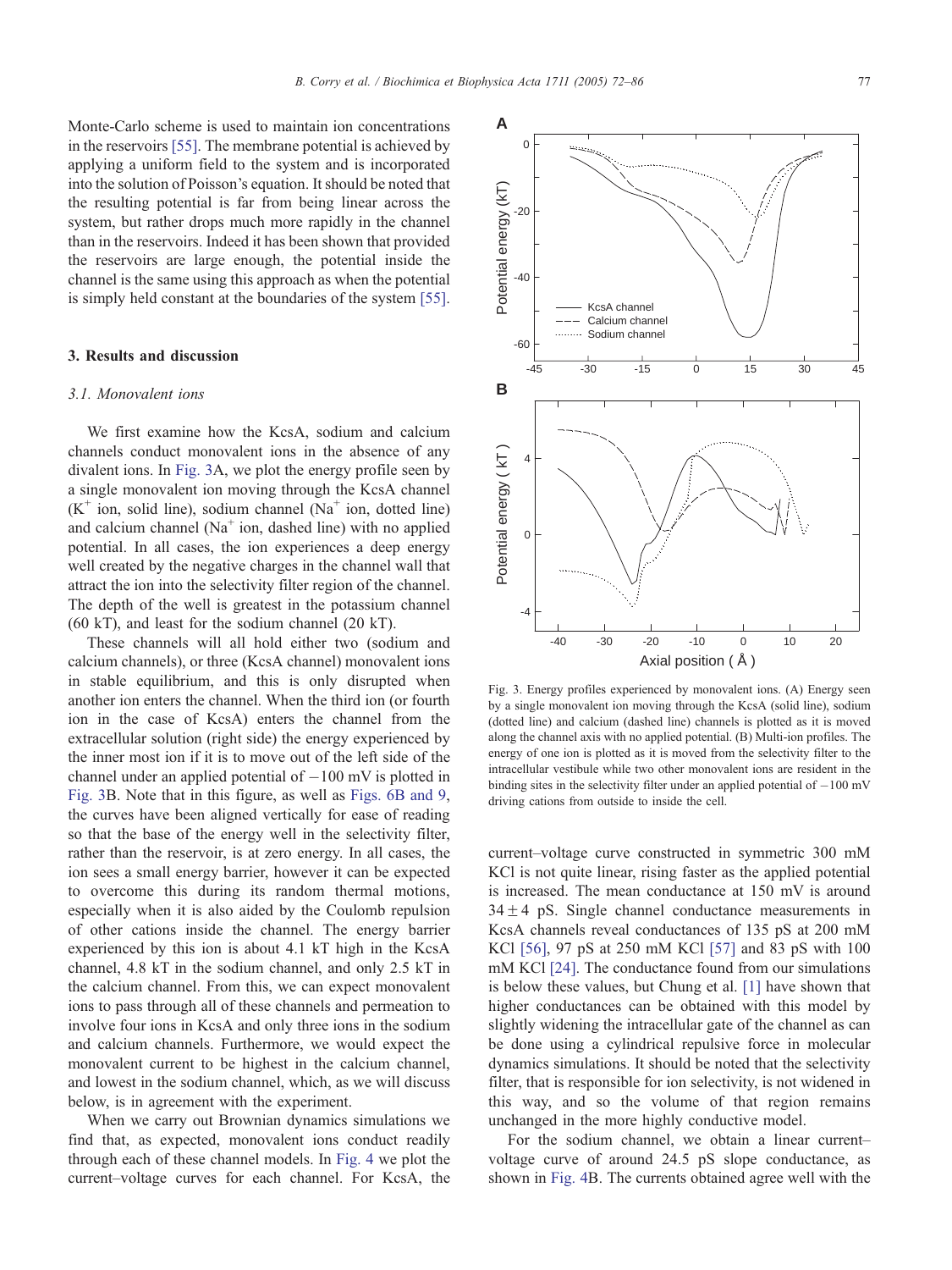Monte-Carlo scheme is used to maintain ion concentrations in the reservoirs [55]. The membrane potential is achieved by applying a uniform field to the system and is incorporated into the solution of Poisson's equation. It should be noted that the resulting potential is far from being linear across the system, but rather drops much more rapidly in the channel than in the reservoirs. Indeed it has been shown that provided the reservoirs are large enough, the potential inside the channel is the same using this approach as when the potential is simply held constant at the boundaries of the system [55].

## 3. Results and discussion

### 3.1. Monovalent ions

We first examine how the KcsA, sodium and calcium channels conduct monovalent ions in the absence of any divalent ions. In Fig. 3A, we plot the energy profile seen by a single monovalent ion moving through the KcsA channel ($K^+$ ion, solid line), sodium channel ($Na^+$ ion, dotted line) and calcium channel ($Na^+$ ion, dashed line) with no applied potential. In all cases, the ion experiences a deep energy well created by the negative charges in the channel wall that attract the ion into the selectivity filter region of the channel. The depth of the well is greatest in the potassium channel (60 kT), and least for the sodium channel (20 kT).

These channels will all hold either two (sodium and calcium channels), or three (KcsA channel) monovalent ions in stable equilibrium, and this is only disrupted when another ion enters the channel. When the third ion (or fourth ion in the case of KcsA) enters the channel from the extracellular solution (right side) the energy experienced by the inner most ion if it is to move out of the left side of the channel under an applied potential of −100 mV is plotted in Fig. 3B. Note that in this figure, as well as Figs. 6B and 9, the curves have been aligned vertically for ease of reading so that the base of the energy well in the selectivity filter, rather than the reservoir, is at zero energy. In all cases, the ion sees a small energy barrier, however it can be expected to overcome this during its random thermal motions, especially when it is also aided by the Coulomb repulsion of other cations inside the channel. The energy barrier experienced by this ion is about 4.1 kT high in the KcsA channel, 4.8 kT in the sodium channel, and only 2.5 kT in the calcium channel. From this, we can expect monovalent ions to pass through all of these channels and permeation to involve four ions in KcsA and only three ions in the sodium and calcium channels. Furthermore, we would expect the monovalent current to be highest in the calcium channel, and lowest in the sodium channel, which, as we will discuss below, is in agreement with the experiment.

When we carry out Brownian dynamics simulations we find that, as expected, monovalent ions conduct readily through each of these channel models. In Fig. 4 we plot the current–voltage curves for each channel. For KcsA, the current–voltage curve constructed in symmetric 300 mM KCl is not quite linear, rising faster as the applied potential is increased. The mean conductance at 150 mV is around $34 \pm 4$ pS. Single channel conductance measurements in KcsA channels reveal conductances of 135 pS at 200 mM KCl [56], 97 pS at 250 mM KCl [57] and 83 pS with 100 mM KCl [24]. The conductance found from our simulations is below these values, but Chung et al. [1] have shown that higher conductances can be obtained with this model by slightly widening the intracellular gate of the channel as can be done using a cylindrical repulsive force in molecular dynamics simulations. It should be noted that the selectivity filter, that is responsible for ion selectivity, is not widened in this way, and so the volume of that region remains unchanged in the more highly conductive model.

For the sodium channel, we obtain a linear current–voltage curve of around 24.5 pS slope conductance, as shown in Fig. 4B. The currents obtained agree well with the

Fig. 3. Energy profiles experienced by monovalent ions. (A) Energy seen by a single monovalent ion moving through the KcsA (solid line), sodium (dotted line) and calcium (dashed line) channels is plotted as it is moved along the channel axis with no applied potential. (B) Multi-ion profiles. The energy of one ion is plotted as it is moved from the selectivity filter to the intracellular vestibule while two other monovalent ions are resident in the binding sites in the selectivity filter under an applied potential of −100 mV driving cations from outside to inside the cell.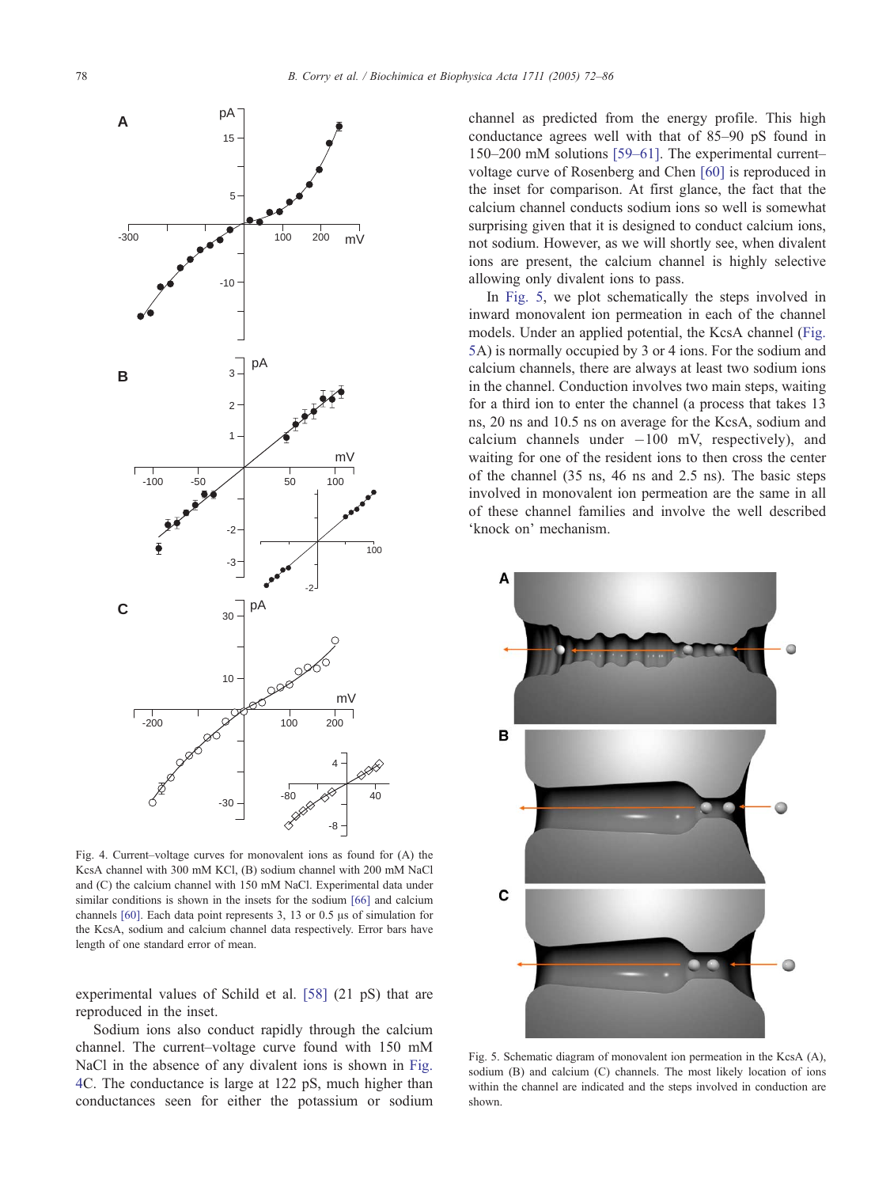Fig. 4. Current–voltage curves for monovalent ions as found for (A) the KcsA channel with 300 mM KCl, (B) sodium channel with 200 mM NaCl and (C) the calcium channel with 150 mM NaCl. Experimental data under similar conditions is shown in the insets for the sodium [66] and calcium channels [60]. Each data point represents 3, 13 or 0.5 μs of simulation for the KcsA, sodium and calcium channel data respectively. Error bars have length of one standard error of mean.

experimental values of Schild et al. [58] (21 pS) that are reproduced in the inset.

Sodium ions also conduct rapidly through the calcium channel. The current–voltage curve found with 150 mM NaCl in the absence of any divalent ions is shown in Fig. 4C. The conductance is large at 122 pS, much higher than conductances seen for either the potassium or sodium channel as predicted from the energy profile. This high conductance agrees well with that of 85–90 pS found in 150–200 mM solutions [59–61]. The experimental current–voltage curve of Rosenberg and Chen [60] is reproduced in the inset for comparison. At first glance, the fact that the calcium channel conducts sodium ions so well is somewhat surprising given that it is designed to conduct calcium ions, not sodium. However, as we will shortly see, when divalent ions are present, the calcium channel is highly selective allowing only divalent ions to pass.

In Fig. 5, we plot schematically the steps involved in inward monovalent ion permeation in each of the channel models. Under an applied potential, the KcsA channel (Fig. 5A) is normally occupied by 3 or 4 ions. For the sodium and calcium channels, there are always at least two sodium ions in the channel. Conduction involves two main steps, waiting for a third ion to enter the channel (a process that takes 13 ns, 20 ns and 10.5 ns on average for the KcsA, sodium and calcium channels under −100 mV, respectively), and waiting for one of the resident ions to then cross the center of the channel (35 ns, 46 ns and 2.5 ns). The basic steps involved in monovalent ion permeation are the same in all of these channel families and involve the well described 'knock on' mechanism.

Fig. 5. Schematic diagram of monovalent ion permeation in the KcsA (A), sodium (B) and calcium (C) channels. The most likely location of ions within the channel are indicated and the steps involved in conduction are shown.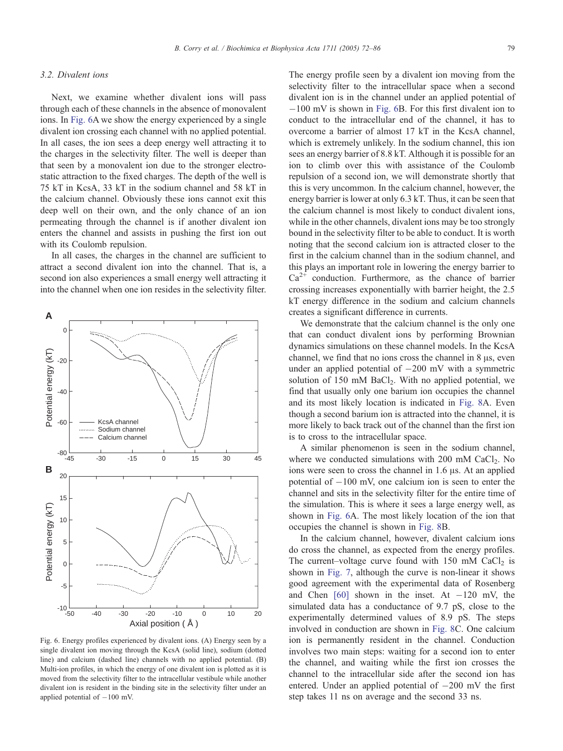### 3.2. Divalent ions

Next, we examine whether divalent ions will pass through each of these channels in the absence of monovalent ions. In Fig. 6A we show the energy experienced by a single divalent ion crossing each channel with no applied potential. In all cases, the ion sees a deep energy well attracting it to the charges in the selectivity filter. The well is deeper than that seen by a monovalent ion due to the stronger electrostatic attraction to the fixed charges. The depth of the well is 75 kT in KcsA, 33 kT in the sodium channel and 58 kT in the calcium channel. Obviously these ions cannot exit this deep well on their own, and the only chance of an ion permeating through the channel is if another divalent ion enters the channel and assists in pushing the first ion out with its Coulomb repulsion.

In all cases, the charges in the channel are sufficient to attract a second divalent ion into the channel. That is, a second ion also experiences a small energy well attracting it into the channel when one ion resides in the selectivity filter.

Fig. 6. Energy profiles experienced by divalent ions. (A) Energy seen by a single divalent ion moving through the KcsA (solid line), sodium (dotted line) and calcium (dashed line) channels with no applied potential. (B) Multi-ion profiles, in which the energy of one divalent ion is plotted as it is moved from the selectivity filter to the intracellular vestibule while another divalent ion is resident in the binding site in the selectivity filter under an applied potential of −100 mV.

The energy profile seen by a divalent ion moving from the selectivity filter to the intracellular space when a second divalent ion is in the channel under an applied potential of −100 mV is shown in Fig. 6B. For this first divalent ion to conduct to the intracellular end of the channel, it has to overcome a barrier of almost 17 kT in the KcsA channel, which is extremely unlikely. In the sodium channel, this ion sees an energy barrier of 8.8 kT. Although it is possible for an ion to climb over this with assistance of the Coulomb repulsion of a second ion, we will demonstrate shortly that this is very uncommon. In the calcium channel, however, the energy barrier is lower at only 6.3 kT. Thus, it can be seen that the calcium channel is most likely to conduct divalent ions, while in the other channels, divalent ions may be too strongly bound in the selectivity filter to be able to conduct. It is worth noting that the second calcium ion is attracted closer to the first in the calcium channel than in the sodium channel, and this plays an important role in lowering the energy barrier to $Ca^{2+}$ conduction. Furthermore, as the chance of barrier crossing increases exponentially with barrier height, the 2.5 kT energy difference in the sodium and calcium channels creates a significant difference in currents.

We demonstrate that the calcium channel is the only one that can conduct divalent ions by performing Brownian dynamics simulations on these channel models. In the KcsA channel, we find that no ions cross the channel in 8 μs, even under an applied potential of −200 mV with a symmetric solution of 150 mM $BaCl_2$. With no applied potential, we find that usually only one barium ion occupies the channel and its most likely location is indicated in Fig. 8A. Even though a second barium ion is attracted into the channel, it is more likely to back track out of the channel than the first ion is to cross to the intracellular space.

A similar phenomenon is seen in the sodium channel, where we conducted simulations with 200 mM $CaCl_2$. No ions were seen to cross the channel in 1.6 μs. At an applied potential of −100 mV, one calcium ion is seen to enter the channel and sits in the selectivity filter for the entire time of the simulation. This is where it sees a large energy well, as shown in Fig. 6A. The most likely location of the ion that occupies the channel is shown in Fig. 8B.

In the calcium channel, however, divalent calcium ions do cross the channel, as expected from the energy profiles. The current–voltage curve found with 150 mM $CaCl_2$ is shown in Fig. 7, although the curve is non-linear it shows good agreement with the experimental data of Rosenberg and Chen [60] shown in the inset. At −120 mV, the simulated data has a conductance of 9.7 pS, close to the experimentally determined values of 8.9 pS. The steps involved in conduction are shown in Fig. 8C. One calcium ion is permanently resident in the channel. Conduction involves two main steps: waiting for a second ion to enter the channel, and waiting while the first ion crosses the channel to the intracellular side after the second ion has entered. Under an applied potential of −200 mV the first step takes 11 ns on average and the second 33 ns.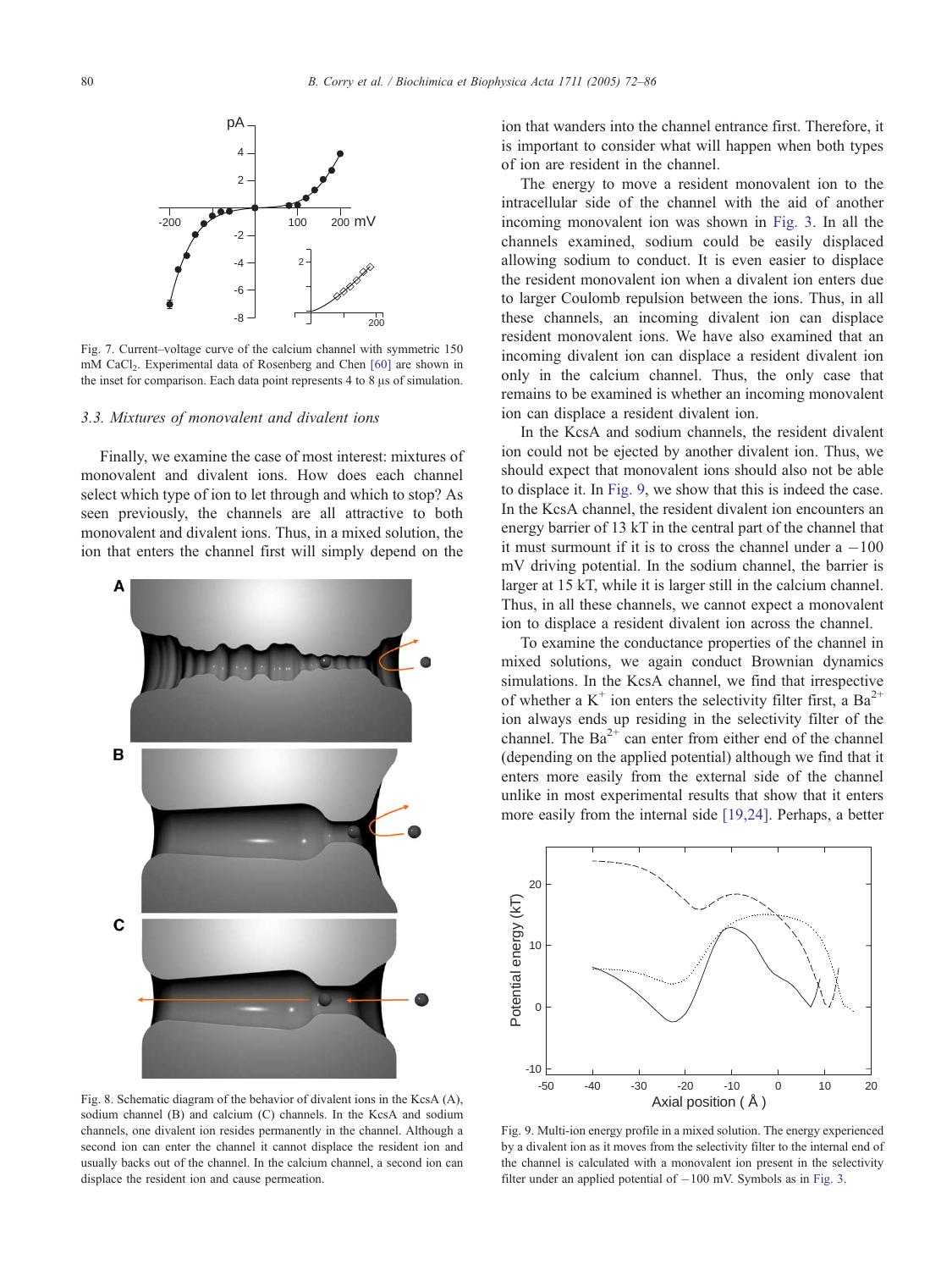pA
4
2
-200
100
200 mV
-2
-4
-6
-8
2
200

Fig. 7. Current–voltage curve of the calcium channel with symmetric 150 mM $CaCl_2$. Experimental data of Rosenberg and Chen [60] are shown in the inset for comparison. Each data point represents 4 to 8 μs of simulation.

### 3.3. Mixtures of monovalent and divalent ions

Finally, we examine the case of most interest: mixtures of monovalent and divalent ions. How does each channel select which type of ion to let through and which to stop? As seen previously, the channels are all attractive to both monovalent and divalent ions. Thus, in a mixed solution, the ion that enters the channel first will simply depend on the ion that wanders into the channel entrance first. Therefore, it is important to consider what will happen when both types of ion are resident in the channel.

The energy to move a resident monovalent ion to the intracellular side of the channel with the aid of another incoming monovalent ion was shown in Fig. 3. In all the channels examined, sodium could be easily displaced allowing sodium to conduct. It is even easier to displace the resident monovalent ion when a divalent ion enters due to larger Coulomb repulsion between the ions. Thus, in all these channels, an incoming divalent ion can displace resident monovalent ions. We have also examined that an incoming divalent ion can displace a resident divalent ion only in the calcium channel. Thus, the only case that remains to be examined is whether an incoming monovalent ion can displace a resident divalent ion.

In the KcsA and sodium channels, the resident divalent ion could not be ejected by another divalent ion. Thus, we should expect that monovalent ions should also not be able to displace it. In Fig. 9, we show that this is indeed the case. In the KcsA channel, the resident divalent ion encounters an energy barrier of 13 kT in the central part of the channel that it must surmount if it is to cross the channel under a −100 mV driving potential. In the sodium channel, the barrier is larger at 15 kT, while it is larger still in the calcium channel. Thus, in all these channels, we cannot expect a monovalent ion to displace a resident divalent ion across the channel.

To examine the conductance properties of the channel in mixed solutions, we again conduct Brownian dynamics simulations. In the KcsA channel, we find that irrespective of whether a $K^+$ ion enters the selectivity filter first, a $Ba^{2+}$ ion always ends up residing in the selectivity filter of the channel. The $Ba^{2+}$ can enter from either end of the channel (depending on the applied potential) although we find that it enters more easily from the external side of the channel unlike in most experimental results that show that it enters more easily from the internal side [19,24]. Perhaps, a better

A
B
C

Fig. 8. Schematic diagram of the behavior of divalent ions in the KcsA (A), sodium channel (B) and calcium (C) channels. In the KcsA and sodium channels, one divalent ion resides permanently in the channel. Although a second ion can enter the channel it cannot displace the resident ion and usually backs out of the channel. In the calcium channel, a second ion can displace the resident ion and cause permeation.

Potential energy (kT)
20
10
0
-10
-50
-40
-30
-20
-10
0
10
20
Axial position ( Å )

Fig. 9. Multi-ion energy profile in a mixed solution. The energy experienced by a divalent ion as it moves from the selectivity filter to the internal end of the channel is calculated with a monovalent ion present in the selectivity filter under an applied potential of −100 mV. Symbols as in Fig. 3.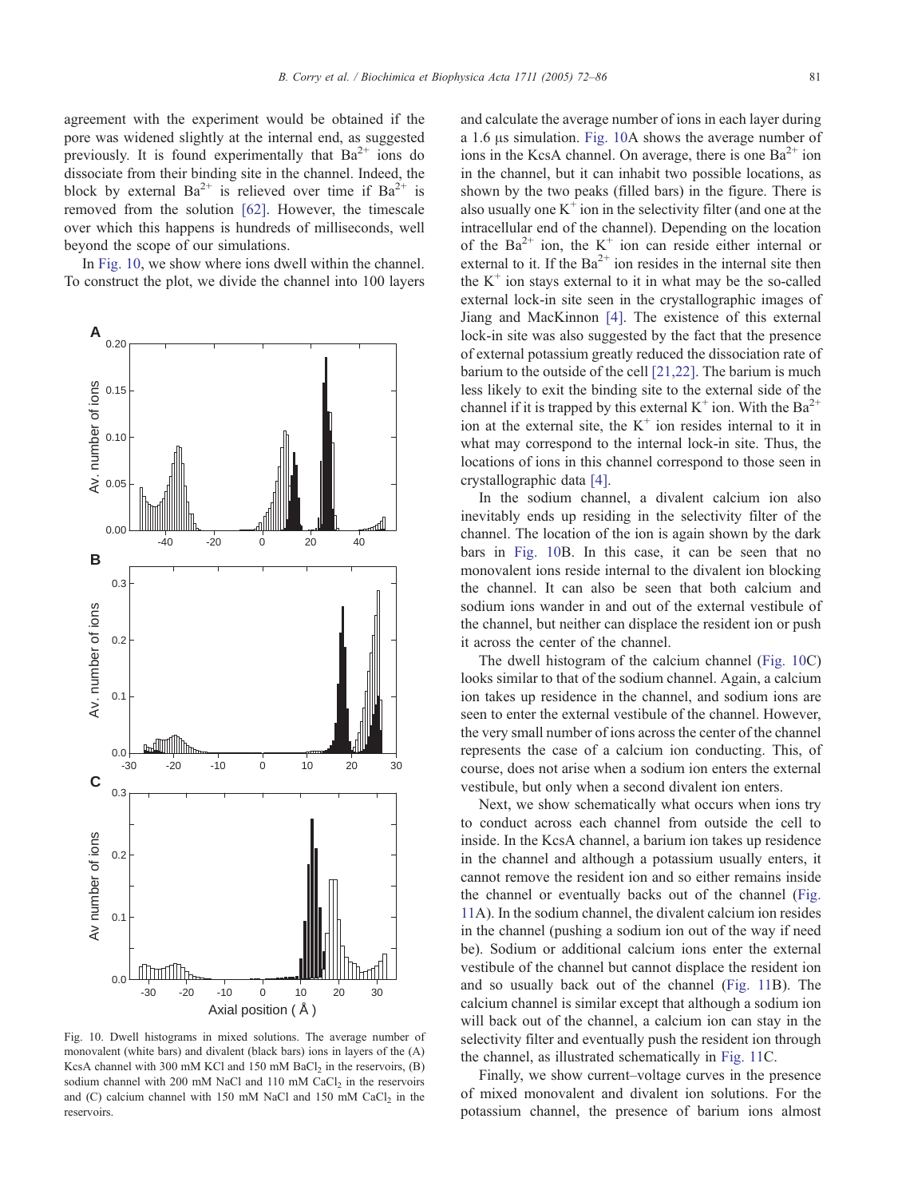agreement with the experiment would be obtained if the pore was widened slightly at the internal end, as suggested previously. It is found experimentally that $Ba^{2+}$ ions do dissociate from their binding site in the channel. Indeed, the block by external $Ba^{2+}$ is relieved over time if $Ba^{2+}$ is removed from the solution [62]. However, the timescale over which this happens is hundreds of milliseconds, well beyond the scope of our simulations.

In Fig. 10, we show where ions dwell within the channel. To construct the plot, we divide the channel into 100 layers and calculate the average number of ions in each layer during a 1.6 μs simulation. Fig. 10A shows the average number of ions in the KcsA channel. On average, there is one $Ba^{2+}$ ion in the channel, but it can inhabit two possible locations, as shown by the two peaks (filled bars) in the figure. There is also usually one $K^+$ ion in the selectivity filter (and one at the intracellular end of the channel). Depending on the location of the $Ba^{2+}$ ion, the $K^+$ ion can reside either internal or external to it. If the $Ba^{2+}$ ion resides in the internal site then the $K^+$ ion stays external to it in what may be the so-called external lock-in site seen in the crystallographic images of Jiang and MacKinnon [4]. The existence of this external lock-in site was also suggested by the fact that the presence of external potassium greatly reduced the dissociation rate of barium to the outside of the cell [21,22]. The barium is much less likely to exit the binding site to the external side of the channel if it is trapped by this external $K^+$ ion. With the $Ba^{2+}$ ion at the external site, the $K^+$ ion resides internal to it in what may correspond to the internal lock-in site. Thus, the locations of ions in this channel correspond to those seen in crystallographic data [4].

Fig. 10. Dwell histograms in mixed solutions. The average number of monovalent (white bars) and divalent (black bars) ions in layers of the (A) KcsA channel with 300 mM KCl and 150 mM $BaCl_2$ in the reservoirs, (B) sodium channel with 200 mM NaCl and 110 mM $CaCl_2$ in the reservoirs and (C) calcium channel with 150 mM NaCl and 150 mM $CaCl_2$ in the reservoirs.

In the sodium channel, a divalent calcium ion also inevitably ends up residing in the selectivity filter of the channel. The location of the ion is again shown by the dark bars in Fig. 10B. In this case, it can be seen that no monovalent ions reside internal to the divalent ion blocking the channel. It can also be seen that both calcium and sodium ions wander in and out of the external vestibule of the channel, but neither can displace the resident ion or push it across the center of the channel.

The dwell histogram of the calcium channel (Fig. 10C) looks similar to that of the sodium channel. Again, a calcium ion takes up residence in the channel, and sodium ions are seen to enter the external vestibule of the channel. However, the very small number of ions across the center of the channel represents the case of a calcium ion conducting. This, of course, does not arise when a sodium ion enters the external vestibule, but only when a second divalent ion enters.

Next, we show schematically what occurs when ions try to conduct across each channel from outside the cell to inside. In the KcsA channel, a barium ion takes up residence in the channel and although a potassium usually enters, it cannot remove the resident ion and so either remains inside the channel or eventually backs out of the channel (Fig. 11A). In the sodium channel, the divalent calcium ion resides in the channel (pushing a sodium ion out of the way if need be). Sodium or additional calcium ions enter the external vestibule of the channel but cannot displace the resident ion and so usually back out of the channel (Fig. 11B). The calcium channel is similar except that although a sodium ion will back out of the channel, a calcium ion can stay in the selectivity filter and eventually push the resident ion through the channel, as illustrated schematically in Fig. 11C.

Finally, we show current–voltage curves in the presence of mixed monovalent and divalent ion solutions. For the potassium channel, the presence of barium ions almost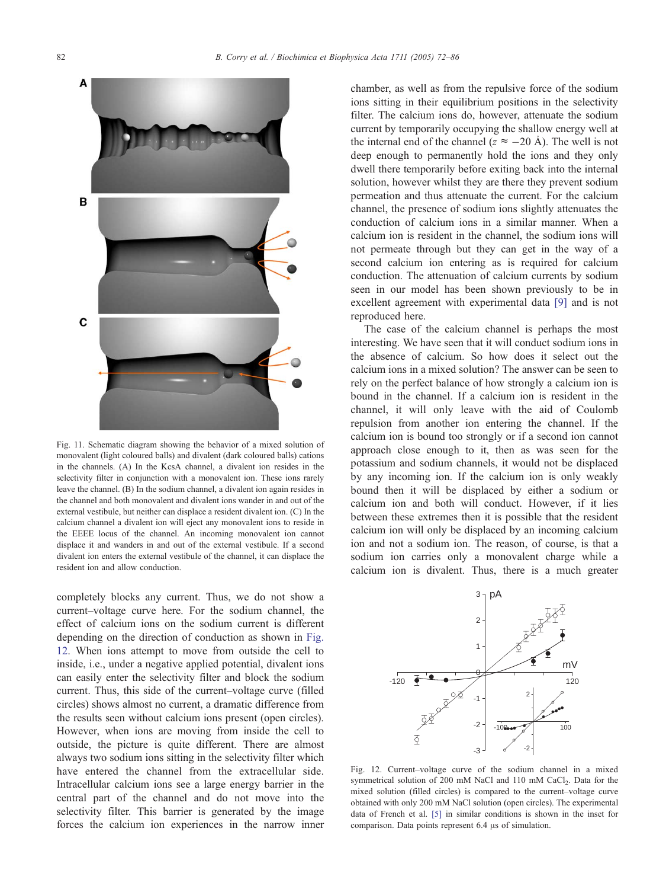Fig. 11. Schematic diagram showing the behavior of a mixed solution of monovalent (light coloured balls) and divalent (dark coloured balls) cations in the channels. (A) In the KcsA channel, a divalent ion resides in the selectivity filter in conjunction with a monovalent ion. These ions rarely leave the channel. (B) In the sodium channel, a divalent ion again resides in the channel and both monovalent and divalent ions wander in and out of the external vestibule, but neither can displace a resident divalent ion. (C) In the calcium channel a divalent ion will eject any monovalent ions to reside in the EEEE locus of the channel. An incoming monovalent ion cannot displace it and wanders in and out of the external vestibule. If a second divalent ion enters the external vestibule of the channel, it can displace the resident ion and allow conduction.

completely blocks any current. Thus, we do not show a current–voltage curve here. For the sodium channel, the effect of calcium ions on the sodium current is different depending on the direction of conduction as shown in Fig. 12. When ions attempt to move from outside the cell to inside, i.e., under a negative applied potential, divalent ions can easily enter the selectivity filter and block the sodium current. Thus, this side of the current–voltage curve (filled circles) shows almost no current, a dramatic difference from the results seen without calcium ions present (open circles). However, when ions are moving from inside the cell to outside, the picture is quite different. There are almost always two sodium ions sitting in the selectivity filter which have entered the channel from the extracellular side. Intracellular calcium ions see a large energy barrier in the central part of the channel and do not move into the selectivity filter. This barrier is generated by the image forces the calcium ion experiences in the narrow inner chamber, as well as from the repulsive force of the sodium ions sitting in their equilibrium positions in the selectivity filter. The calcium ions do, however, attenuate the sodium current by temporarily occupying the shallow energy well at the internal end of the channel ($z \approx -20$ Å). The well is not deep enough to permanently hold the ions and they only dwell there temporarily before exiting back into the internal solution, however whilst they are there they prevent sodium permeation and thus attenuate the current. For the calcium channel, the presence of sodium ions slightly attenuates the conduction of calcium ions in a similar manner. When a calcium ion is resident in the channel, the sodium ions will not permeate through but they can get in the way of a second calcium ion entering as is required for calcium conduction. The attenuation of calcium currents by sodium seen in our model has been shown previously to be in excellent agreement with experimental data [9] and is not reproduced here.

The case of the calcium channel is perhaps the most interesting. We have seen that it will conduct sodium ions in the absence of calcium. So how does it select out the calcium ions in a mixed solution? The answer can be seen to rely on the perfect balance of how strongly a calcium ion is bound in the channel. If a calcium ion is resident in the channel, it will only leave with the aid of Coulomb repulsion from another ion entering the channel. If the calcium ion is bound too strongly or if a second ion cannot approach close enough to it, then as was seen for the potassium and sodium channels, it would not be displaced by any incoming ion. If the calcium ion is only weakly bound then it will be displaced by either a sodium or calcium ion and both will conduct. However, if it lies between these extremes then it is possible that the resident calcium ion will only be displaced by an incoming calcium ion and not a sodium ion. The reason, of course, is that a sodium ion carries only a monovalent charge while a calcium ion is divalent. Thus, there is a much greater

Fig. 12. Current–voltage curve of the sodium channel in a mixed symmetrical solution of 200 mM NaCl and 110 mM $CaCl_2$. Data for the mixed solution (filled circles) is compared to the current–voltage curve obtained with only 200 mM NaCl solution (open circles). The experimental data of French et al. [5] in similar conditions is shown in the inset for comparison. Data points represent 6.4 μs of simulation.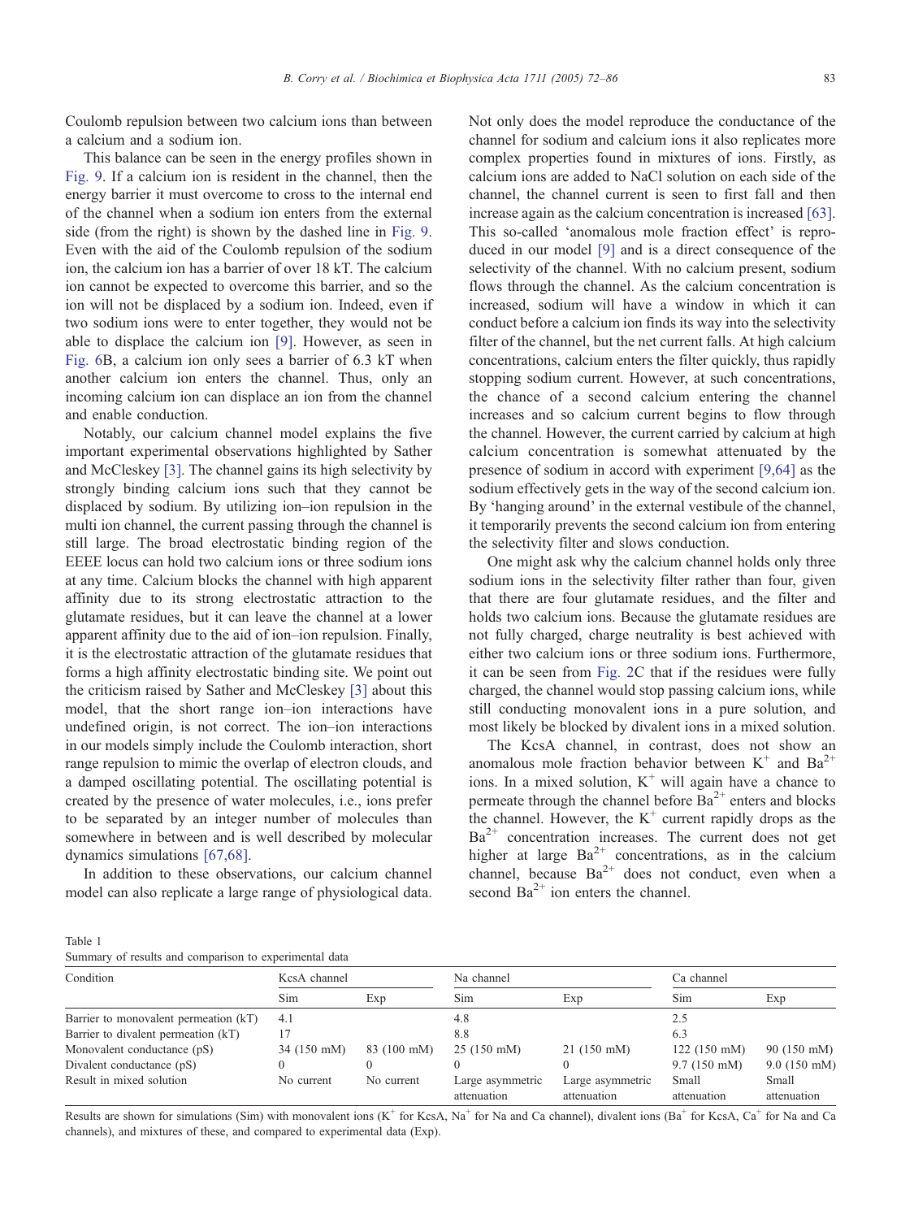Coulomb repulsion between two calcium ions than between a calcium and a sodium ion.

This balance can be seen in the energy profiles shown in Fig. 9. If a calcium ion is resident in the channel, then the energy barrier it must overcome to cross to the internal end of the channel when a sodium ion enters from the external side (from the right) is shown by the dashed line in Fig. 9. Even with the aid of the Coulomb repulsion of the sodium ion, the calcium ion has a barrier of over 18 kT. The calcium ion cannot be expected to overcome this barrier, and so the ion will not be displaced by a sodium ion. Indeed, even if two sodium ions were to enter together, they would not be able to displace the calcium ion [9]. However, as seen in Fig. 6B, a calcium ion only sees a barrier of 6.3 kT when another calcium ion enters the channel. Thus, only an incoming calcium ion can displace an ion from the channel and enable conduction.

Notably, our calcium channel model explains the five important experimental observations highlighted by Sather and McCleskey [3]. The channel gains its high selectivity by strongly binding calcium ions such that they cannot be displaced by sodium. By utilizing ion–ion repulsion in the multi ion channel, the current passing through the channel is still large. The broad electrostatic binding region of the EEEE locus can hold two calcium ions or three sodium ions at any time. Calcium blocks the channel with high apparent affinity due to its strong electrostatic attraction to the glutamate residues, but it can leave the channel at a lower apparent affinity due to the aid of ion–ion repulsion. Finally, it is the electrostatic attraction of the glutamate residues that forms a high affinity electrostatic binding site. We point out the criticism raised by Sather and McCleskey [3] about this model, that the short range ion–ion interactions have undefined origin, is not correct. The ion–ion interactions in our models simply include the Coulomb interaction, short range repulsion to mimic the overlap of electron clouds, and a damped oscillating potential. The oscillating potential is created by the presence of water molecules, i.e., ions prefer to be separated by an integer number of molecules than somewhere in between and is well described by molecular dynamics simulations [67,68].

In addition to these observations, our calcium channel model can also replicate a large range of physiological data. Not only does the model reproduce the conductance of the channel for sodium and calcium ions it also replicates more complex properties found in mixtures of ions. Firstly, as calcium ions are added to NaCl solution on each side of the channel, the channel current is seen to first fall and then increase again as the calcium concentration is increased [63]. This so-called 'anomalous mole fraction effect' is reproduced in our model [9] and is a direct consequence of the selectivity of the channel. With no calcium present, sodium flows through the channel. As the calcium concentration is increased, sodium will have a window in which it can conduct before a calcium ion finds its way into the selectivity filter of the channel, but the net current falls. At high calcium concentrations, calcium enters the filter quickly, thus rapidly stopping sodium current. However, at such concentrations, the chance of a second calcium entering the channel increases and so calcium current begins to flow through the channel. However, the current carried by calcium at high calcium concentration is somewhat attenuated by the presence of sodium in accord with experiment [9,64] as the sodium effectively gets in the way of the second calcium ion. By 'hanging around' in the external vestibule of the channel, it temporarily prevents the second calcium ion from entering the selectivity filter and slows conduction.

One might ask why the calcium channel holds only three sodium ions in the selectivity filter rather than four, given that there are four glutamate residues, and the filter and holds two calcium ions. Because the glutamate residues are not fully charged, charge neutrality is best achieved with either two calcium ions or three sodium ions. Furthermore, it can be seen from Fig. 2C that if the residues were fully charged, the channel would stop passing calcium ions, while still conducting monovalent ions in a pure solution, and most likely be blocked by divalent ions in a mixed solution.

The KcsA channel, in contrast, does not show an anomalous mole fraction behavior between $K^+$ and $Ba^{2+}$ ions. In a mixed solution, $K^+$ will again have a chance to permeate through the channel before $Ba^{2+}$ enters and blocks the channel. However, the $K^+$ current rapidly drops as the $Ba^{2+}$ concentration increases. The current does not get higher at large $Ba^{2+}$ concentrations, as in the calcium channel, because $Ba^{2+}$ does not conduct, even when a second $Ba^{2+}$ ion enters the channel.

Table 1
Summary of results and comparison to experimental data

| Condition | KcsA channel | | Na channel | | Ca channel | |
|---|---|---|---|---|---|---|
| | Sim | Exp | Sim | Exp | Sim | Exp |
| Barrier to monovalent permeation (kT) | 4.1 | | 4.8 | | 2.5 | |
| Barrier to divalent permeation (kT) | 17 | | 8.8 | | 6.3 | |
| Monovalent conductance (pS) | 34 (150 mM) | 83 (100 mM) | 25 (150 mM) | 21 (150 mM) | 122 (150 mM) | 90 (150 mM) |
| Divalent conductance (pS) | 0 | 0 | 0 | 0 | 9.7 (150 mM) | 9.0 (150 mM) |
| Result in mixed solution | No current | No current | Large asymmetric attenuation | Large asymmetric attenuation | Small attenuation | Small attenuation |

Results are shown for simulations (Sim) with monovalent ions ($K^+$ for KcsA, $Na^+$ for Na and Ca channel), divalent ions ($Ba^+$ for KcsA, $Ca^+$ for Na and Ca channels), and mixtures of these, and compared to experimental data (Exp).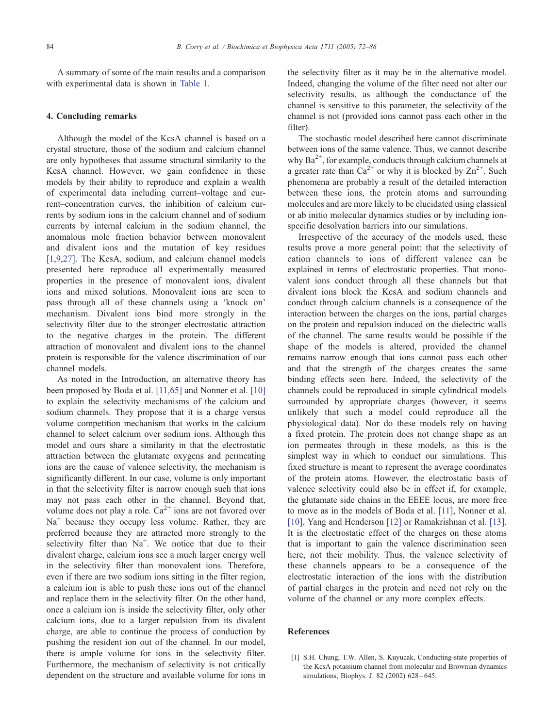A summary of some of the main results and a comparison with experimental data is shown in Table 1.

## 4. Concluding remarks

Although the model of the KcsA channel is based on a crystal structure, those of the sodium and calcium channel are only hypotheses that assume structural similarity to the KcsA channel. However, we gain confidence in these models by their ability to reproduce and explain a wealth of experimental data including current–voltage and current–concentration curves, the inhibition of calcium currents by sodium ions in the calcium channel and of sodium currents by internal calcium in the sodium channel, the anomalous mole fraction behavior between monovalent and divalent ions and the mutation of key residues [1,9,27]. The KcsA, sodium, and calcium channel models presented here reproduce all experimentally measured properties in the presence of monovalent ions, divalent ions and mixed solutions. Monovalent ions are seen to pass through all of these channels using a 'knock on' mechanism. Divalent ions bind more strongly in the selectivity filter due to the stronger electrostatic attraction to the negative charges in the protein. The different attraction of monovalent and divalent ions to the channel protein is responsible for the valence discrimination of our channel models.

As noted in the Introduction, an alternative theory has been proposed by Boda et al. [11,65] and Nonner et al. [10] to explain the selectivity mechanisms of the calcium and sodium channels. They propose that it is a charge versus volume competition mechanism that works in the calcium channel to select calcium over sodium ions. Although this model and ours share a similarity in that the electrostatic attraction between the glutamate oxygens and permeating ions are the cause of valence selectivity, the mechanism is significantly different. In our case, volume is only important in that the selectivity filter is narrow enough such that ions may not pass each other in the channel. Beyond that, volume does not play a role. $Ca^{2+}$ ions are not favored over $Na^{+}$ because they occupy less volume. Rather, they are preferred because they are attracted more strongly to the selectivity filter than $Na^{+}$. We notice that due to their divalent charge, calcium ions see a much larger energy well in the selectivity filter than monovalent ions. Therefore, even if there are two sodium ions sitting in the filter region, a calcium ion is able to push these ions out of the channel and replace them in the selectivity filter. On the other hand, once a calcium ion is inside the selectivity filter, only other calcium ions, due to a larger repulsion from its divalent charge, are able to continue the process of conduction by pushing the resident ion out of the channel. In our model, there is ample volume for ions in the selectivity filter. Furthermore, the mechanism of selectivity is not critically dependent on the structure and available volume for ions in the selectivity filter as it may be in the alternative model. Indeed, changing the volume of the filter need not alter our selectivity results, as although the conductance of the channel is sensitive to this parameter, the selectivity of the channel is not (provided ions cannot pass each other in the filter).

The stochastic model described here cannot discriminate between ions of the same valence. Thus, we cannot describe why $Ba^{2+}$, for example, conducts through calcium channels at a greater rate than $Ca^{2+}$ or why it is blocked by $Zn^{2+}$. Such phenomena are probably a result of the detailed interaction between these ions, the protein atoms and surrounding molecules and are more likely to be elucidated using classical or ab initio molecular dynamics studies or by including ion-specific desolvation barriers into our simulations.

Irrespective of the accuracy of the models used, these results prove a more general point: that the selectivity of cation channels to ions of different valence can be explained in terms of electrostatic properties. That monovalent ions conduct through all these channels but that divalent ions block the KcsA and sodium channels and conduct through calcium channels is a consequence of the interaction between the charges on the ions, partial charges on the protein and repulsion induced on the dielectric walls of the channel. The same results would be possible if the shape of the models is altered, provided the channel remains narrow enough that ions cannot pass each other and that the strength of the charges creates the same binding effects seen here. Indeed, the selectivity of the channels could be reproduced in simple cylindrical models surrounded by appropriate charges (however, it seems unlikely that such a model could reproduce all the physiological data). Nor do these models rely on having a fixed protein. The protein does not change shape as an ion permeates through in these models, as this is the simplest way in which to conduct our simulations. This fixed structure is meant to represent the average coordinates of the protein atoms. However, the electrostatic basis of valence selectivity could also be in effect if, for example, the glutamate side chains in the EEEE locus, are more free to move as in the models of Boda et al. [11], Nonner et al. [10], Yang and Henderson [12] or Ramakrishnan et al. [13]. It is the electrostatic effect of the charges on these atoms that is important to gain the valence discrimination seen here, not their mobility. Thus, the valence selectivity of these channels appears to be a consequence of the electrostatic interaction of the ions with the distribution of partial charges in the protein and need not rely on the volume of the channel or any more complex effects.

## References

[1] S.H. Chung, T.W. Allen, S. Kuyucak, Conducting-state properties of the KcsA potassium channel from molecular and Brownian dynamics simulations, Biophys. J. 82 (2002) 628–645.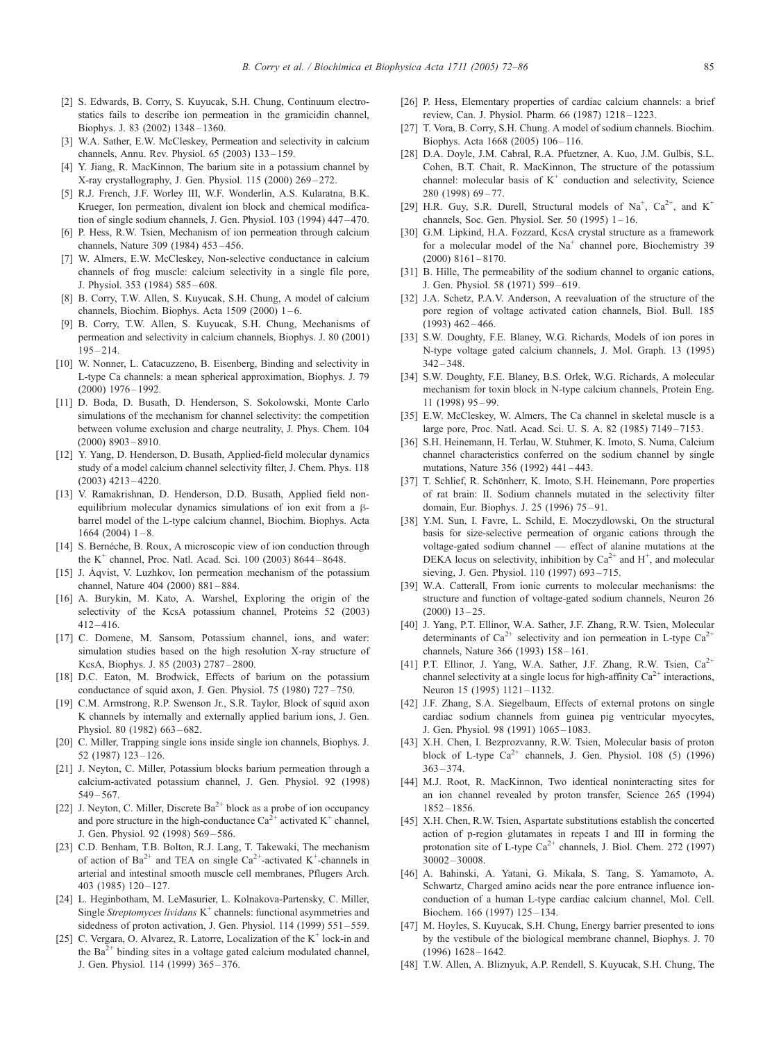[2] S. Edwards, B. Corry, S. Kuyucak, S.H. Chung, Continuum electrostatics fails to describe ion permeation in the gramicidin channel, Biophys. J. 83 (2002) 1348–1360.

[3] W.A. Sather, E.W. McCleskey, Permeation and selectivity in calcium channels, Annu. Rev. Physiol. 65 (2003) 133–159.

[4] Y. Jiang, R. MacKinnon, The barium site in a potassium channel by X-ray crystallography, J. Gen. Physiol. 115 (2000) 269–272.

[5] R.J. French, J.F. Worley III, W.F. Wonderlin, A.S. Kularatna, B.K. Krueger, Ion permeation, divalent ion block and chemical modification of single sodium channels, J. Gen. Physiol. 103 (1994) 447–470.

[6] P. Hess, R.W. Tsien, Mechanism of ion permeation through calcium channels, Nature 309 (1984) 453–456.

[7] W. Almers, E.W. McCleskey, Non-selective conductance in calcium channels of frog muscle: calcium selectivity in a single file pore, J. Physiol. 353 (1984) 585–608.

[8] B. Corry, T.W. Allen, S. Kuyucak, S.H. Chung, A model of calcium channels, Biochim. Biophys. Acta 1509 (2000) 1–6.

[9] B. Corry, T.W. Allen, S. Kuyucak, S.H. Chung, Mechanisms of permeation and selectivity in calcium channels, Biophys. J. 80 (2001) 195–214.

[10] W. Nonner, L. Catacuzzeno, B. Eisenberg, Binding and selectivity in L-type Ca channels: a mean spherical approximation, Biophys. J. 79 (2000) 1976–1992.

[11] D. Boda, D. Busath, D. Henderson, S. Sokolowski, Monte Carlo simulations of the mechanism for channel selectivity: the competition between volume exclusion and charge neutrality, J. Phys. Chem. 104 (2000) 8903–8910.

[12] Y. Yang, D. Henderson, D. Busath, Applied-field molecular dynamics study of a model calcium channel selectivity filter, J. Chem. Phys. 118 (2003) 4213–4220.

[13] V. Ramakrishnan, D. Henderson, D.D. Busath, Applied field nonequilibrium molecular dynamics simulations of ion exit from a β-barrel model of the L-type calcium channel, Biochim. Biophys. Acta 1664 (2004) 1–8.

[14] S. Bernéche, B. Roux, A microscopic view of ion conduction through the $K^+$ channel, Proc. Natl. Acad. Sci. 100 (2003) 8644–8648.

[15] J. Åqvist, V. Luzhkov, Ion permeation mechanism of the potassium channel, Nature 404 (2000) 881–884.

[16] A. Burykin, M. Kato, A. Warshel, Exploring the origin of the selectivity of the KcsA potassium channel, Proteins 52 (2003) 412–416.

[17] C. Domene, M. Sansom, Potassium channel, ions, and water: simulation studies based on the high resolution X-ray structure of KcsA, Biophys. J. 85 (2003) 2787–2800.

[18] D.C. Eaton, M. Brodwick, Effects of barium on the potassium conductance of squid axon, J. Gen. Physiol. 75 (1980) 727–750.

[19] C.M. Armstrong, R.P. Swenson Jr., S.R. Taylor, Block of squid axon K channels by internally and externally applied barium ions, J. Gen. Physiol. 80 (1982) 663–682.

[20] C. Miller, Trapping single ions inside single ion channels, Biophys. J. 52 (1987) 123–126.

[21] J. Neyton, C. Miller, Potassium blocks barium permeation through a calcium-activated potassium channel, J. Gen. Physiol. 92 (1998) 549–567.

[22] J. Neyton, C. Miller, Discrete $Ba^{2+}$ block as a probe of ion occupancy and pore structure in the high-conductance $Ca^{2+}$ activated $K^+$ channel, J. Gen. Physiol. 92 (1998) 569–586.

[23] C.D. Benham, T.B. Bolton, R.J. Lang, T. Takewaki, The mechanism of action of $Ba^{2+}$ and TEA on single $Ca^{2+}$-activated $K^+$-channels in arterial and intestinal smooth muscle cell membranes, Pflugers Arch. 403 (1985) 120–127.

[24] L. Heginbotham, M. LeMasurier, L. Kolnakova-Partensky, C. Miller, Single *Streptomyces lividans* $K^+$ channels: functional asymmetries and sidedness of proton activation, J. Gen. Physiol. 114 (1999) 551–559.

[25] C. Vergara, O. Alvarez, R. Latorre, Localization of the $K^+$ lock-in and the $Ba^{2+}$ binding sites in a voltage gated calcium modulated channel, J. Gen. Physiol. 114 (1999) 365–376.

[26] P. Hess, Elementary properties of cardiac calcium channels: a brief review, Can. J. Physiol. Pharm. 66 (1987) 1218–1223.

[27] T. Vora, B. Corry, S.H. Chung. A model of sodium channels. Biochim. Biophys. Acta 1668 (2005) 106–116.

[28] D.A. Doyle, J.M. Cabral, R.A. Pfuetzner, A. Kuo, J.M. Gulbis, S.L. Cohen, B.T. Chait, R. MacKinnon, The structure of the potassium channel: molecular basis of $K^+$ conduction and selectivity, Science 280 (1998) 69–77.

[29] H.R. Guy, S.R. Durell, Structural models of $Na^+$, $Ca^{2+}$, and $K^+$ channels, Soc. Gen. Physiol. Ser. 50 (1995) 1–16.

[30] G.M. Lipkind, H.A. Fozzard, KcsA crystal structure as a framework for a molecular model of the $Na^+$ channel pore, Biochemistry 39 (2000) 8161–8170.

[31] B. Hille, The permeability of the sodium channel to organic cations, J. Gen. Physiol. 58 (1971) 599–619.

[32] J.A. Schetz, P.A.V. Anderson, A reevaluation of the structure of the pore region of voltage activated cation channels, Biol. Bull. 185 (1993) 462–466.

[33] S.W. Doughty, F.E. Blaney, W.G. Richards, Models of ion pores in N-type voltage gated calcium channels, J. Mol. Graph. 13 (1995) 342–348.

[34] S.W. Doughty, F.E. Blaney, B.S. Orlek, W.G. Richards, A molecular mechanism for toxin block in N-type calcium channels, Protein Eng. 11 (1998) 95–99.

[35] E.W. McCleskey, W. Almers, The Ca channel in skeletal muscle is a large pore, Proc. Natl. Acad. Sci. U. S. A. 82 (1985) 7149–7153.

[36] S.H. Heinemann, H. Terlau, W. Stuhmer, K. Imoto, S. Numa, Calcium channel characteristics conferred on the sodium channel by single mutations, Nature 356 (1992) 441–443.

[37] T. Schlief, R. Schönherr, K. Imoto, S.H. Heinemann, Pore properties of rat brain: II. Sodium channels mutated in the selectivity filter domain, Eur. Biophys. J. 25 (1996) 75–91.

[38] Y.M. Sun, I. Favre, L. Schild, E. Moczydlowski, On the structural basis for size-selective permeation of organic cations through the voltage-gated sodium channel — effect of alanine mutations at the DEKA locus on selectivity, inhibition by $Ca^{2+}$ and $H^+$, and molecular sieving, J. Gen. Physiol. 110 (1997) 693–715.

[39] W.A. Catterall, From ionic currents to molecular mechanisms: the structure and function of voltage-gated sodium channels, Neuron 26 (2000) 13–25.

[40] J. Yang, P.T. Ellinor, W.A. Sather, J.F. Zhang, R.W. Tsien, Molecular determinants of $Ca^{2+}$ selectivity and ion permeation in L-type $Ca^{2+}$ channels, Nature 366 (1993) 158–161.

[41] P.T. Ellinor, J. Yang, W.A. Sather, J.F. Zhang, R.W. Tsien, $Ca^{2+}$ channel selectivity at a single locus for high-affinity $Ca^{2+}$ interactions, Neuron 15 (1995) 1121–1132.

[42] J.F. Zhang, S.A. Siegelbaum, Effects of external protons on single cardiac sodium channels from guinea pig ventricular myocytes, J. Gen. Physiol. 98 (1991) 1065–1083.

[43] X.H. Chen, I. Bezprozvanny, R.W. Tsien, Molecular basis of proton block of L-type $Ca^{2+}$ channels, J. Gen. Physiol. 108 (5) (1996) 363–374.

[44] M.J. Root, R. MacKinnon, Two identical noninteracting sites for an ion channel revealed by proton transfer, Science 265 (1994) 1852–1856.

[45] X.H. Chen, R.W. Tsien, Aspartate substitutions establish the concerted action of p-region glutamates in repeats I and III in forming the protonation site of L-type $Ca^{2+}$ channels, J. Biol. Chem. 272 (1997) 30002–30008.

[46] A. Bahinski, A. Yatani, G. Mikala, S. Tang, S. Yamamoto, A. Schwartz, Charged amino acids near the pore entrance influence ion-conduction of a human L-type cardiac calcium channel, Mol. Cell. Biochem. 166 (1997) 125–134.

[47] M. Hoyles, S. Kuyucak, S.H. Chung, Energy barrier presented to ions by the vestibule of the biological membrane channel, Biophys. J. 70 (1996) 1628–1642.

[48] T.W. Allen, A. Bliznyuk, A.P. Rendell, S. Kuyucak, S.H. Chung, The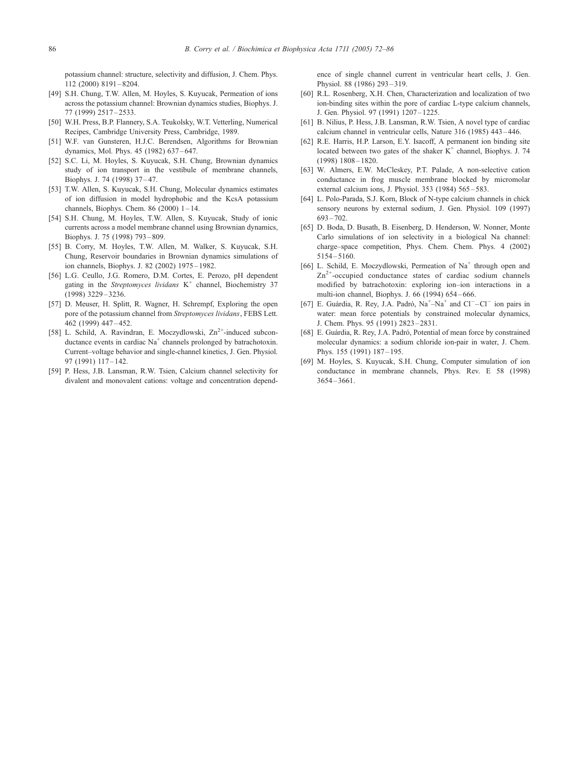potassium channel: structure, selectivity and diffusion, J. Chem. Phys. 112 (2000) 8191–8204.

[49] S.H. Chung, T.W. Allen, M. Hoyles, S. Kuyucak, Permeation of ions across the potassium channel: Brownian dynamics studies, Biophys. J. 77 (1999) 2517–2533.

[50] W.H. Press, B.P. Flannery, S.A. Teukolsky, W.T. Vetterling, Numerical Recipes, Cambridge University Press, Cambridge, 1989.

[51] W.F. van Gunsteren, H.J.C. Berendsen, Algorithms for Brownian dynamics, Mol. Phys. 45 (1982) 637–647.

[52] S.C. Li, M. Hoyles, S. Kuyucak, S.H. Chung, Brownian dynamics study of ion transport in the vestibule of membrane channels, Biophys. J. 74 (1998) 37–47.

[53] T.W. Allen, S. Kuyucak, S.H. Chung, Molecular dynamics estimates of ion diffusion in model hydrophobic and the KcsA potassium channels, Biophys. Chem. 86 (2000) 1–14.

[54] S.H. Chung, M. Hoyles, T.W. Allen, S. Kuyucak, Study of ionic currents across a model membrane channel using Brownian dynamics, Biophys. J. 75 (1998) 793–809.

[55] B. Corry, M. Hoyles, T.W. Allen, M. Walker, S. Kuyucak, S.H. Chung, Reservoir boundaries in Brownian dynamics simulations of ion channels, Biophys. J. 82 (2002) 1975–1982.

[56] L.G. Ceullo, J.G. Romero, D.M. Cortes, E. Perozo, pH dependent gating in the *Streptomyces lividans* $K^+$ channel, Biochemistry 37 (1998) 3229–3236.

[57] D. Meuser, H. Splitt, R. Wagner, H. Schrempf, Exploring the open pore of the potassium channel from *Streptomyces lividans*, FEBS Lett. 462 (1999) 447–452.

[58] L. Schild, A. Ravindran, E. Moczydlowski, $Zn^{2+}$-induced subconductance events in cardiac $Na^+$ channels prolonged by batrachotoxin. Current–voltage behavior and single-channel kinetics, J. Gen. Physiol. 97 (1991) 117–142.

[59] P. Hess, J.B. Lansman, R.W. Tsien, Calcium channel selectivity for divalent and monovalent cations: voltage and concentration dependence of single channel current in ventricular heart cells, J. Gen. Physiol. 88 (1986) 293–319.

[60] R.L. Rosenberg, X.H. Chen, Characterization and localization of two ion-binding sites within the pore of cardiac L-type calcium channels, J. Gen. Physiol. 97 (1991) 1207–1225.

[61] B. Nilius, P. Hess, J.B. Lansman, R.W. Tsien, A novel type of cardiac calcium channel in ventricular cells, Nature 316 (1985) 443–446.

[62] R.E. Harris, H.P. Larson, E.Y. Isacoff, A permanent ion binding site located between two gates of the shaker $K^+$ channel, Biophys. J. 74 (1998) 1808–1820.

[63] W. Almers, E.W. McCleskey, P.T. Palade, A non-selective cation conductance in frog muscle membrane blocked by micromolar external calcium ions, J. Physiol. 353 (1984) 565–583.

[64] L. Polo-Parada, S.J. Korn, Block of N-type calcium channels in chick sensory neurons by external sodium, J. Gen. Physiol. 109 (1997) 693–702.

[65] D. Boda, D. Busath, B. Eisenberg, D. Henderson, W. Nonner, Monte Carlo simulations of ion selectivity in a biological Na channel: charge–space competition, Phys. Chem. Chem. Phys. 4 (2002) 5154–5160.

[66] L. Schild, E. Moczydlowski, Permeation of $Na^+$ through open and $Zn^{2+}$-occupied conductance states of cardiac sodium channels modified by batrachotoxin: exploring ion–ion interactions in a multi-ion channel, Biophys. J. 66 (1994) 654–666.

[67] E. Guárdia, R. Rey, J.A. Padró, $Na^+$–$Na^+$ and $Cl^-$–$Cl^-$ ion pairs in water: mean force potentials by constrained molecular dynamics, J. Chem. Phys. 95 (1991) 2823–2831.

[68] E. Guárdia, R. Rey, J.A. Padró, Potential of mean force by constrained molecular dynamics: a sodium chloride ion-pair in water, J. Chem. Phys. 155 (1991) 187–195.

[69] M. Hoyles, S. Kuyucak, S.H. Chung, Computer simulation of ion conductance in membrane channels, Phys. Rev. E 58 (1998) 3654–3661.